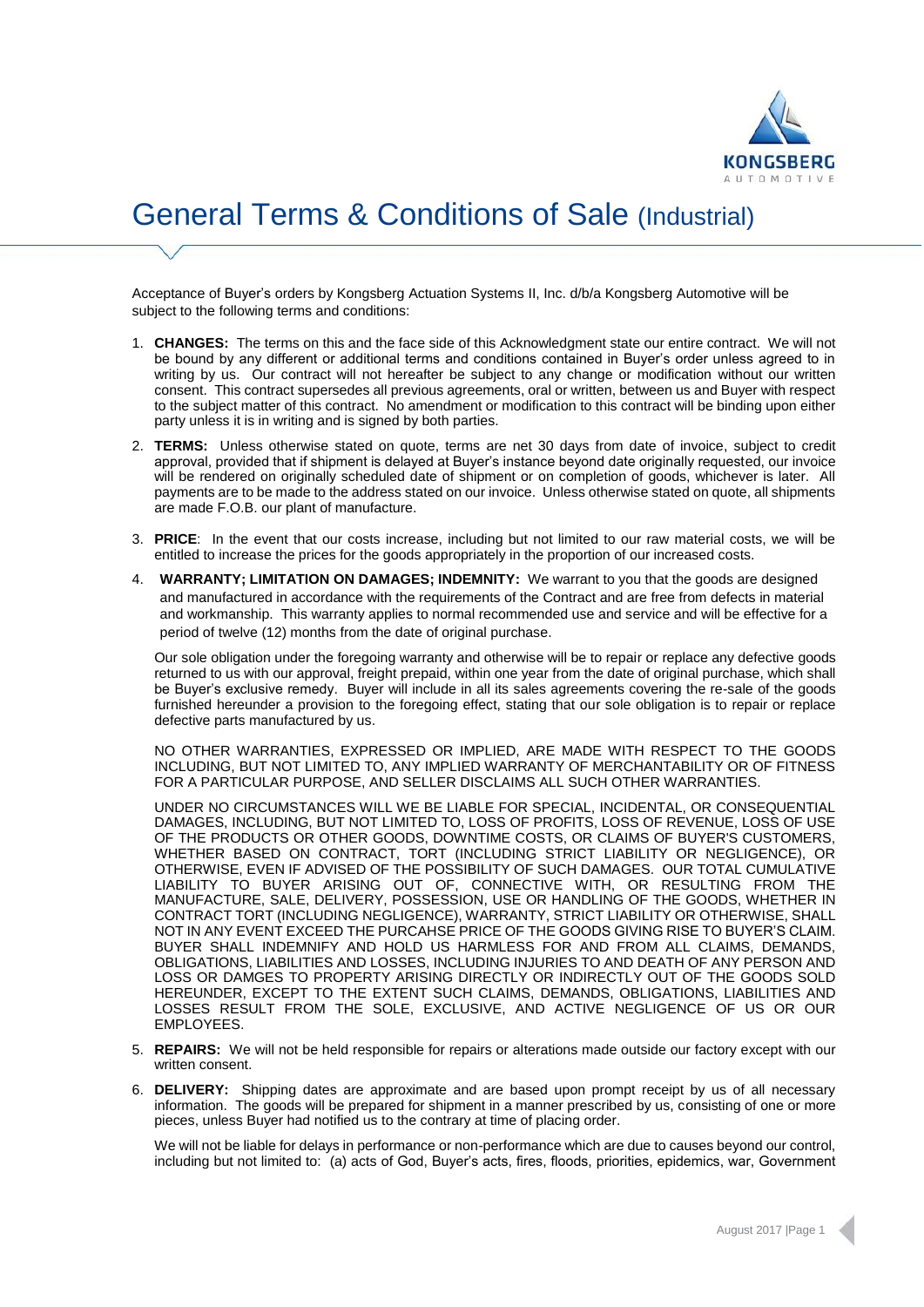# General Terms & Conditions of Sale (Industrial)

Acceptance of Buyer's orders by Kongsberg Actuation Systems II, Inc. d/b/a Kongsberg Automotive will be subject to the following terms and conditions:

1. **CHANGES:** The terms on this and the face side of this Acknowledgment state our entire contract. We will not be bound by any different or additional terms and conditions contained in Buyer's order unless agreed to in writing by us. Our contract will not hereafter be subject to any change or modification without our written consent. This contract supersedes all previous agreements, oral or written, between us and Buyer with respect to the subject matter of this contract. No amendment or modification to this contract will be binding upon either party unless it is in writing and is signed by both parties.

2. **TERMS:** Unless otherwise stated on quote, terms are net 30 days from date of invoice, subject to credit approval, provided that if shipment is delayed at Buyer's instance beyond date originally requested, our invoice will be rendered on originally scheduled date of shipment or on completion of goods, whichever is later. All payments are to be made to the address stated on our invoice. Unless otherwise stated on quote, all shipments are made F.O.B. our plant of manufacture.

3. **PRICE**: In the event that our costs increase, including but not limited to our raw material costs, we will be entitled to increase the prices for the goods appropriately in the proportion of our increased costs.

4. **WARRANTY; LIMITATION ON DAMAGES; INDEMNITY:** We warrant to you that the goods are designed and manufactured in accordance with the requirements of the Contract and are free from defects in material and workmanship. This warranty applies to normal recommended use and service and will be effective for a period of twelve (12) months from the date of original purchase.

   Our sole obligation under the foregoing warranty and otherwise will be to repair or replace any defective goods returned to us with our approval, freight prepaid, within one year from the date of original purchase, which shall be Buyer's exclusive remedy. Buyer will include in all its sales agreements covering the re-sale of the goods furnished hereunder a provision to the foregoing effect, stating that our sole obligation is to repair or replace defective parts manufactured by us.

   NO OTHER WARRANTIES, EXPRESSED OR IMPLIED, ARE MADE WITH RESPECT TO THE GOODS INCLUDING, BUT NOT LIMITED TO, ANY IMPLIED WARRANTY OF MERCHANTABILITY OR OF FITNESS FOR A PARTICULAR PURPOSE, AND SELLER DISCLAIMS ALL SUCH OTHER WARRANTIES.

   UNDER NO CIRCUMSTANCES WILL WE BE LIABLE FOR SPECIAL, INCIDENTAL, OR CONSEQUENTIAL DAMAGES, INCLUDING, BUT NOT LIMITED TO, LOSS OF PROFITS, LOSS OF REVENUE, LOSS OF USE OF THE PRODUCTS OR OTHER GOODS, DOWNTIME COSTS, OR CLAIMS OF BUYER'S CUSTOMERS, WHETHER BASED ON CONTRACT, TORT (INCLUDING STRICT LIABILITY OR NEGLIGENCE), OR OTHERWISE, EVEN IF ADVISED OF THE POSSIBILITY OF SUCH DAMAGES. OUR TOTAL CUMULATIVE LIABILITY TO BUYER ARISING OUT OF, CONNECTIVE WITH, OR RESULTING FROM THE MANUFACTURE, SALE, DELIVERY, POSSESSION, USE OR HANDLING OF THE GOODS, WHETHER IN CONTRACT TORT (INCLUDING NEGLIGENCE), WARRANTY, STRICT LIABILITY OR OTHERWISE, SHALL NOT IN ANY EVENT EXCEED THE PURCAHSE PRICE OF THE GOODS GIVING RISE TO BUYER'S CLAIM. BUYER SHALL INDEMNIFY AND HOLD US HARMLESS FOR AND FROM ALL CLAIMS, DEMANDS, OBLIGATIONS, LIABILITIES AND LOSSES, INCLUDING INJURIES TO AND DEATH OF ANY PERSON AND LOSS OR DAMGES TO PROPERTY ARISING DIRECTLY OR INDIRECTLY OUT OF THE GOODS SOLD HEREUNDER, EXCEPT TO THE EXTENT SUCH CLAIMS, DEMANDS, OBLIGATIONS, LIABILITIES AND LOSSES RESULT FROM THE SOLE, EXCLUSIVE, AND ACTIVE NEGLIGENCE OF US OR OUR EMPLOYEES.

5. **REPAIRS:** We will not be held responsible for repairs or alterations made outside our factory except with our written consent.

6. **DELIVERY:** Shipping dates are approximate and are based upon prompt receipt by us of all necessary information. The goods will be prepared for shipment in a manner prescribed by us, consisting of one or more pieces, unless Buyer had notified us to the contrary at time of placing order.

   We will not be liable for delays in performance or non-performance which are due to causes beyond our control, including but not limited to: (a) acts of God, Buyer's acts, fires, floods, priorities, epidemics, war, Government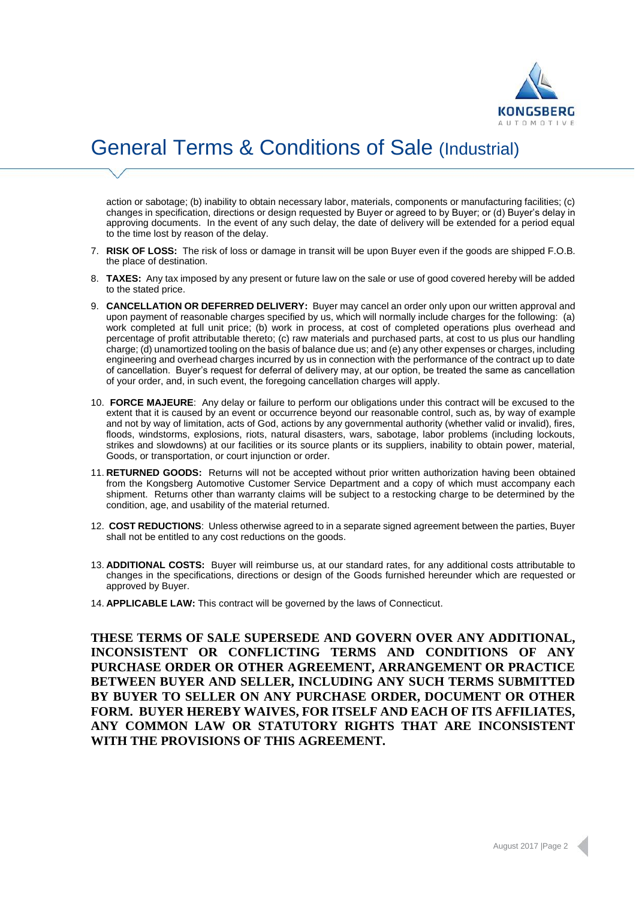# General Terms & Conditions of Sale (Industrial)

action or sabotage; (b) inability to obtain necessary labor, materials, components or manufacturing facilities; (c) changes in specification, directions or design requested by Buyer or agreed to by Buyer; or (d) Buyer's delay in approving documents. In the event of any such delay, the date of delivery will be extended for a period equal to the time lost by reason of the delay.

7. **RISK OF LOSS:** The risk of loss or damage in transit will be upon Buyer even if the goods are shipped F.O.B. the place of destination.

8. **TAXES:** Any tax imposed by any present or future law on the sale or use of good covered hereby will be added to the stated price.

9. **CANCELLATION OR DEFERRED DELIVERY:** Buyer may cancel an order only upon our written approval and upon payment of reasonable charges specified by us, which will normally include charges for the following: (a) work completed at full unit price; (b) work in process, at cost of completed operations plus overhead and percentage of profit attributable thereto; (c) raw materials and purchased parts, at cost to us plus our handling charge; (d) unamortized tooling on the basis of balance due us; and (e) any other expenses or charges, including engineering and overhead charges incurred by us in connection with the performance of the contract up to date of cancellation. Buyer's request for deferral of delivery may, at our option, be treated the same as cancellation of your order, and, in such event, the foregoing cancellation charges will apply.

10. **FORCE MAJEURE**: Any delay or failure to perform our obligations under this contract will be excused to the extent that it is caused by an event or occurrence beyond our reasonable control, such as, by way of example and not by way of limitation, acts of God, actions by any governmental authority (whether valid or invalid), fires, floods, windstorms, explosions, riots, natural disasters, wars, sabotage, labor problems (including lockouts, strikes and slowdowns) at our facilities or its source plants or its suppliers, inability to obtain power, material, Goods, or transportation, or court injunction or order.

11. **RETURNED GOODS:** Returns will not be accepted without prior written authorization having been obtained from the Kongsberg Automotive Customer Service Department and a copy of which must accompany each shipment. Returns other than warranty claims will be subject to a restocking charge to be determined by the condition, age, and usability of the material returned.

12. **COST REDUCTIONS**: Unless otherwise agreed to in a separate signed agreement between the parties, Buyer shall not be entitled to any cost reductions on the goods.

13. **ADDITIONAL COSTS:** Buyer will reimburse us, at our standard rates, for any additional costs attributable to changes in the specifications, directions or design of the Goods furnished hereunder which are requested or approved by Buyer.

14. **APPLICABLE LAW:** This contract will be governed by the laws of Connecticut.

**THESE TERMS OF SALE SUPERSEDE AND GOVERN OVER ANY ADDITIONAL, INCONSISTENT OR CONFLICTING TERMS AND CONDITIONS OF ANY PURCHASE ORDER OR OTHER AGREEMENT, ARRANGEMENT OR PRACTICE BETWEEN BUYER AND SELLER, INCLUDING ANY SUCH TERMS SUBMITTED BY BUYER TO SELLER ON ANY PURCHASE ORDER, DOCUMENT OR OTHER FORM. BUYER HEREBY WAIVES, FOR ITSELF AND EACH OF ITS AFFILIATES, ANY COMMON LAW OR STATUTORY RIGHTS THAT ARE INCONSISTENT WITH THE PROVISIONS OF THIS AGREEMENT.**